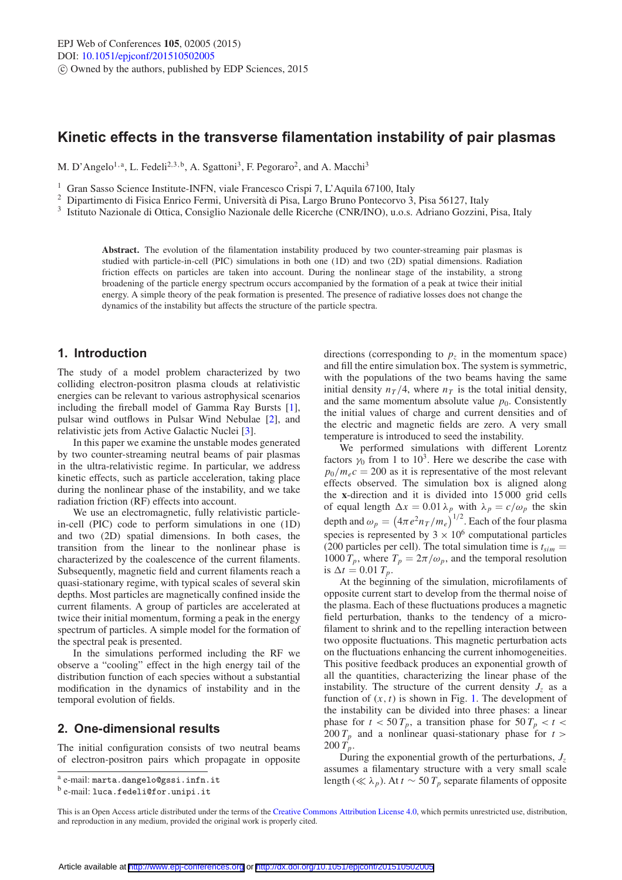# Kinetic effects in the transverse filamentation instability of pair plasmas

M. D'Angelo[1,a], L. Fedeli[2,3,b], A. Sgattoni[3], F. Pegoraro[2], and A. Macchi[3]

[1] Gran Sasso Science Institute-INFN, viale Francesco Crispi 7, L'Aquila 67100, Italy
[2] Dipartimento di Fisica Enrico Fermi, Università di Pisa, Largo Bruno Pontecorvo 3, Pisa 56127, Italy
[3] Istituto Nazionale di Ottica, Consiglio Nazionale delle Ricerche (CNR/INO), u.o.s. Adriano Gozzini, Pisa, Italy

**Abstract.** The evolution of the filamentation instability produced by two counter-streaming pair plasmas is studied with particle-in-cell (PIC) simulations in both one (1D) and two (2D) spatial dimensions. Radiation friction effects on particles are taken into account. During the nonlinear stage of the instability, a strong broadening of the particle energy spectrum occurs accompanied by the formation of a peak at twice their initial energy. A simple theory of the peak formation is presented. The presence of radiative losses does not change the dynamics of the instability but affects the structure of the particle spectra.

## 1. Introduction

The study of a model problem characterized by two colliding electron-positron plasma clouds at relativistic energies can be relevant to various astrophysical scenarios including the fireball model of Gamma Ray Bursts [1], pulsar wind outflows in Pulsar Wind Nebulae [2], and relativistic jets from Active Galactic Nuclei [3].

In this paper we examine the unstable modes generated by two counter-streaming neutral beams of pair plasmas in the ultra-relativistic regime. In particular, we address kinetic effects, such as particle acceleration, taking place during the nonlinear phase of the instability, and we take radiation friction (RF) effects into account.

We use an electromagnetic, fully relativistic particle-in-cell (PIC) code to perform simulations in one (1D) and two (2D) spatial dimensions. In both cases, the transition from the linear to the nonlinear phase is characterized by the coalescence of the current filaments. Subsequently, magnetic field and current filaments reach a quasi-stationary regime, with typical scales of several skin depths. Most particles are magnetically confined inside the current filaments. A group of particles are accelerated at twice their initial momentum, forming a peak in the energy spectrum of particles. A simple model for the formation of the spectral peak is presented.

In the simulations performed including the RF we observe a "cooling" effect in the high energy tail of the distribution function of each species without a substantial modification in the dynamics of instability and in the temporal evolution of fields.

## 2. One-dimensional results

The initial configuration consists of two neutral beams of electron-positron pairs which propagate in opposite directions (corresponding to $p_z$ in the momentum space) and fill the entire simulation box. The system is symmetric, with the populations of the two beams having the same initial density $n_T/4$, where $n_T$ is the total initial density, and the same momentum absolute value $p_0$. Consistently the initial values of charge and current densities and of the electric and magnetic fields are zero. A very small temperature is introduced to seed the instability.

We performed simulations with different Lorentz factors $\gamma_0$ from 1 to $10^3$. Here we describe the case with $p_0/m_e c = 200$ as it is representative of the most relevant effects observed. The simulation box is aligned along the **x**-direction and it is divided into 15 000 grid cells of equal length $\Delta x = 0.01\,\lambda_p$ with $\lambda_p = c/\omega_p$ the skin depth and $\omega_p = \left(4\pi e^2 n_T/m_e\right)^{1/2}$. Each of the four plasma species is represented by $3 \times 10^6$ computational particles (200 particles per cell). The total simulation time is $t_{sim} = 1000\,T_p$, where $T_p = 2\pi/\omega_p$, and the temporal resolution is $\Delta t = 0.01\,T_p$.

At the beginning of the simulation, microfilaments of opposite current start to develop from the thermal noise of the plasma. Each of these fluctuations produces a magnetic field perturbation, thanks to the tendency of a microfilament to shrink and to the repelling interaction between two opposite fluctuations. This magnetic perturbation acts on the fluctuations enhancing the current inhomogeneities. This positive feedback produces an exponential growth of all the quantities, characterizing the linear phase of the instability. The structure of the current density $J_z$ as a function of $(x, t)$ is shown in Fig. 1. The development of the instability can be divided into three phases: a linear phase for $t < 50\,T_p$, a transition phase for $50\,T_p < t < 200\,T_p$ and a nonlinear quasi-stationary phase for $t > 200\,T_p$.

During the exponential growth of the perturbations, $J_z$ assumes a filamentary structure with a very small scale length ($\ll \lambda_p$). At $t \sim 50\,T_p$ separate filaments of opposite

[a] e-mail: marta.dangelo@gssi.infn.it
[b] e-mail: luca.fedeli@for.unipi.it

This is an Open Access article distributed under the terms of the Creative Commons Attribution License 4.0, which permits unrestricted use, distribution, and reproduction in any medium, provided the original work is properly cited.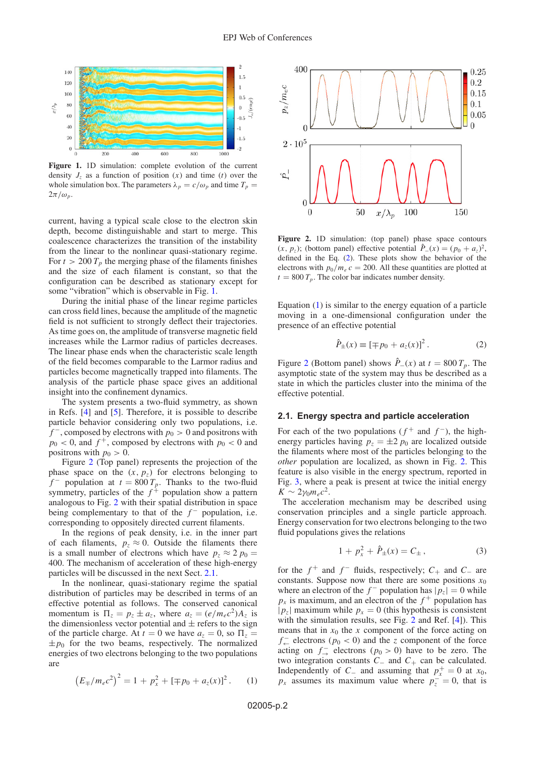**Figure 1.** 1D simulation: complete evolution of the current density $J_z$ as a function of position ($x$) and time ($t$) over the whole simulation box. The parameters $\lambda_p = c/\omega_p$ and time $T_p = 2\pi/\omega_p$.

current, having a typical scale close to the electron skin depth, become distinguishable and start to merge. This coalescence characterizes the transition of the instability from the linear to the nonlinear quasi-stationary regime. For $t > 200\,T_p$ the merging phase of the filaments finishes and the size of each filament is constant, so that the configuration can be described as stationary except for some "vibration" which is observable in Fig. 1.

During the initial phase of the linear regime particles can cross field lines, because the amplitude of the magnetic field is not sufficient to strongly deflect their trajectories. As time goes on, the amplitude of transverse magnetic field increases while the Larmor radius of particles decreases. The linear phase ends when the characteristic scale length of the field becomes comparable to the Larmor radius and particles become magnetically trapped into filaments. The analysis of the particle phase space gives an additional insight into the confinement dynamics.

The system presents a two-fluid symmetry, as shown in Refs. [4] and [5]. Therefore, it is possible to describe particle behavior considering only two populations, i.e. $f^-$, composed by electrons with $p_0 > 0$ and positrons with $p_0 < 0$, and $f^+$, composed by electrons with $p_0 < 0$ and positrons with $p_0 > 0$.

Figure 2 (Top panel) represents the projection of the phase space on the $(x, p_z)$ for electrons belonging to $f^-$ population at $t = 800\,T_p$. Thanks to the two-fluid symmetry, particles of the $f^+$ population show a pattern analogous to Fig. 2 with their spatial distribution in space being complementary to that of the $f^-$ population, i.e. corresponding to oppositely directed current filaments.

In the regions of peak density, i.e. in the inner part of each filaments, $p_z \approx 0$. Outside the filaments there is a small number of electrons which have $p_z \approx 2\,p_0 = 400$. The mechanism of acceleration of these high-energy particles will be discussed in the next Sect. 2.1.

In the nonlinear, quasi-stationary regime the spatial distribution of particles may be described in terms of an effective potential as follows. The conserved canonical momentum is $\Pi_z = p_z \pm a_z$, where $a_z = (e/m_e c^2)A_z$ is the dimensionless vector potential and $\pm$ refers to the sign of the particle charge. At $t = 0$ we have $a_z = 0$, so $\Pi_z = \pm p_0$ for the two beams, respectively. The normalized energies of two electrons belonging to the two populations are

$$\left(E_{\mp}/m_e c^2\right)^2 = 1 + p_x^2 + [\mp p_0 + a_z(x)]^2 . \quad (1)$$

**Figure 2.** 1D simulation: (top panel) phase space contours $(x, p_z)$; (bottom panel) effective potential $\hat{P}_-(x) = (p_0 + a_z)^2$, defined in the Eq. (2). These plots show the behavior of the electrons with $p_0/m_e c = 200$. All these quantities are plotted at $t = 800\,T_p$. The color bar indicates number density.

Equation (1) is similar to the energy equation of a particle moving in a one-dimensional configuration under the presence of an effective potential

$$\hat{P}_{\pm}(x) \equiv [\mp p_0 + a_z(x)]^2 . \quad (2)$$

Figure 2 (Bottom panel) shows $\hat{P}_-(x)$ at $t = 800\,T_p$. The asymptotic state of the system may thus be described as a state in which the particles cluster into the minima of the effective potential.

### 2.1. Energy spectra and particle acceleration

For each of the two populations ($f^+$ and $f^-$), the high-energy particles having $p_z = \pm 2\,p_0$ are localized outside the filaments where most of the particles belonging to the *other* population are localized, as shown in Fig. 2. This feature is also visible in the energy spectrum, reported in Fig. 3, where a peak is present at twice the initial energy $K \sim 2\gamma_0 m_e c^2$.

The acceleration mechanism may be described using conservation principles and a single particle approach. Energy conservation for two electrons belonging to the two fluid populations gives the relations

$$1 + p_x^2 + \hat{P}_{\pm}(x) = C_{\pm} , \quad (3)$$

for the $f^+$ and $f^-$ fluids, respectively; $C_+$ and $C_-$ are constants. Suppose now that there are some positions $x_0$ where an electron of the $f^-$ population has $|p_z| = 0$ while $p_x$ is maximum, and an electron of the $f^+$ population has $|p_z|$ maximum while $p_x = 0$ (this hypothesis is consistent with the simulation results, see Fig. 2 and Ref. [4]). This means that in $x_0$ the $x$ component of the force acting on $f^-_{\leftarrow}$ electrons ($p_0 < 0$) and the $z$ component of the force acting on $f^-_{\rightarrow}$ electrons ($p_0 > 0$) have to be zero. The two integration constants $C_-$ and $C_+$ can be calculated. Independently of $C_-$ and assuming that $p_x^+ = 0$ at $x_0$, $p_x$ assumes its maximum value where $p_z^- = 0$, that is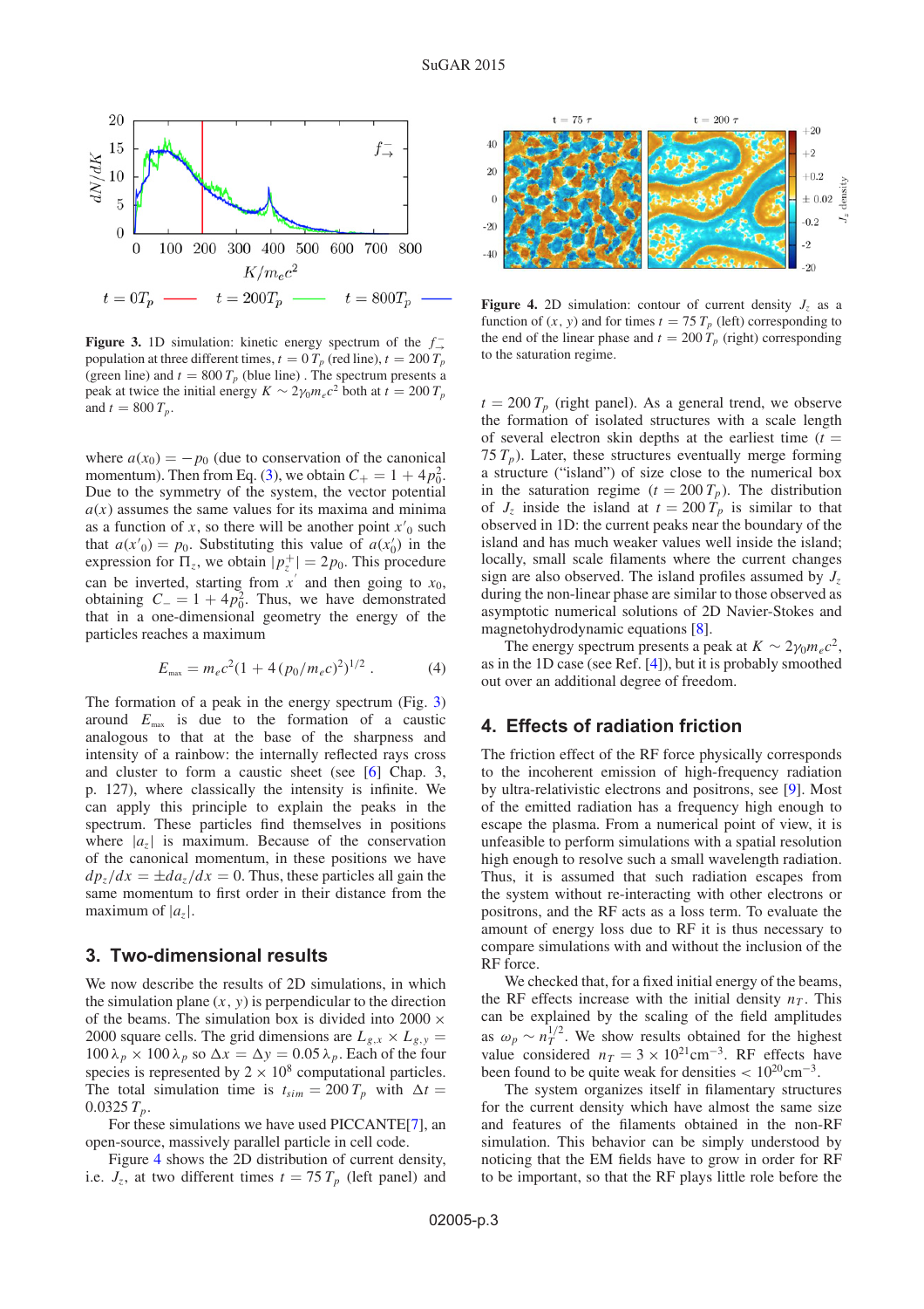**Figure 3.** 1D simulation: kinetic energy spectrum of the $f_{\rightarrow}^{-}$ population at three different times, $t = 0\,T_p$ (red line), $t = 200\,T_p$ (green line) and $t = 800\,T_p$ (blue line) . The spectrum presents a peak at twice the initial energy $K \sim 2\gamma_0 m_e c^2$ both at $t = 200\,T_p$ and $t = 800\,T_p$.

where $a(x_0) = -p_0$ (due to conservation of the canonical momentum). Then from Eq. (3), we obtain $C_+ = 1 + 4p_0^2$. Due to the symmetry of the system, the vector potential $a(x)$ assumes the same values for its maxima and minima as a function of $x$, so there will be another point $x'_0$ such that $a(x'_0) = p_0$. Substituting this value of $a(x'_0)$ in the expression for $\Pi_z$, we obtain $|p_z^+| = 2p_0$. This procedure can be inverted, starting from $x'$ and then going to $x_0$, obtaining $C_- = 1 + 4p_0^2$. Thus, we have demonstrated that in a one-dimensional geometry the energy of the particles reaches a maximum

$$E_{max} = m_e c^2 (1 + 4\,(p_0/m_e c)^2)^{1/2}\,. \tag{4}$$

The formation of a peak in the energy spectrum (Fig. 3) around $E_{max}$ is due to the formation of a caustic analogous to that at the base of the sharpness and intensity of a rainbow: the internally reflected rays cross and cluster to form a caustic sheet (see [6] Chap. 3, p. 127), where classically the intensity is infinite. We can apply this principle to explain the peaks in the spectrum. These particles find themselves in positions where $|a_z|$ is maximum. Because of the conservation of the canonical momentum, in these positions we have $dp_z/dx = \pm da_z/dx = 0$. Thus, these particles all gain the same momentum to first order in their distance from the maximum of $|a_z|$.

## 3. Two-dimensional results

We now describe the results of 2D simulations, in which the simulation plane $(x, y)$ is perpendicular to the direction of the beams. The simulation box is divided into $2000 \times 2000$ square cells. The grid dimensions are $L_{g,x} \times L_{g,y} = 100\,\lambda_p \times 100\,\lambda_p$ so $\Delta x = \Delta y = 0.05\,\lambda_p$. Each of the four species is represented by $2 \times 10^8$ computational particles. The total simulation time is $t_{sim} = 200\,T_p$ with $\Delta t = 0.0325\,T_p$.

For these simulations we have used PICCANTE[7], an open-source, massively parallel particle in cell code.

Figure 4 shows the 2D distribution of current density, i.e. $J_z$, at two different times $t = 75\,T_p$ (left panel) and $t = 200\,T_p$ (right panel). As a general trend, we observe the formation of isolated structures with a scale length of several electron skin depths at the earliest time ($t = 75\,T_p$). Later, these structures eventually merge forming a structure ("island") of size close to the numerical box in the saturation regime ($t = 200\,T_p$). The distribution of $J_z$ inside the island at $t = 200\,T_p$ is similar to that observed in 1D: the current peaks near the boundary of the island and has much weaker values well inside the island; locally, small scale filaments where the current changes sign are also observed. The island profiles assumed by $J_z$ during the non-linear phase are similar to those observed as asymptotic numerical solutions of 2D Navier-Stokes and magnetohydrodynamic equations [8].

**Figure 4.** 2D simulation: contour of current density $J_z$ as a function of $(x, y)$ and for times $t = 75\,T_p$ (left) corresponding to the end of the linear phase and $t = 200\,T_p$ (right) corresponding to the saturation regime.

The energy spectrum presents a peak at $K \sim 2\gamma_0 m_e c^2$, as in the 1D case (see Ref. [4]), but it is probably smoothed out over an additional degree of freedom.

## 4. Effects of radiation friction

The friction effect of the RF force physically corresponds to the incoherent emission of high-frequency radiation by ultra-relativistic electrons and positrons, see [9]. Most of the emitted radiation has a frequency high enough to escape the plasma. From a numerical point of view, it is unfeasible to perform simulations with a spatial resolution high enough to resolve such a small wavelength radiation. Thus, it is assumed that such radiation escapes from the system without re-interacting with other electrons or positrons, and the RF acts as a loss term. To evaluate the amount of energy loss due to RF it is thus necessary to compare simulations with and without the inclusion of the RF force.

We checked that, for a fixed initial energy of the beams, the RF effects increase with the initial density $n_T$. This can be explained by the scaling of the field amplitudes as $\omega_p \sim n_T^{1/2}$. We show results obtained for the highest value considered $n_T = 3 \times 10^{21}\mathrm{cm}^{-3}$. RF effects have been found to be quite weak for densities $< 10^{20}\mathrm{cm}^{-3}$.

The system organizes itself in filamentary structures for the current density which have almost the same size and features of the filaments obtained in the non-RF simulation. This behavior can be simply understood by noticing that the EM fields have to grow in order for RF to be important, so that the RF plays little role before the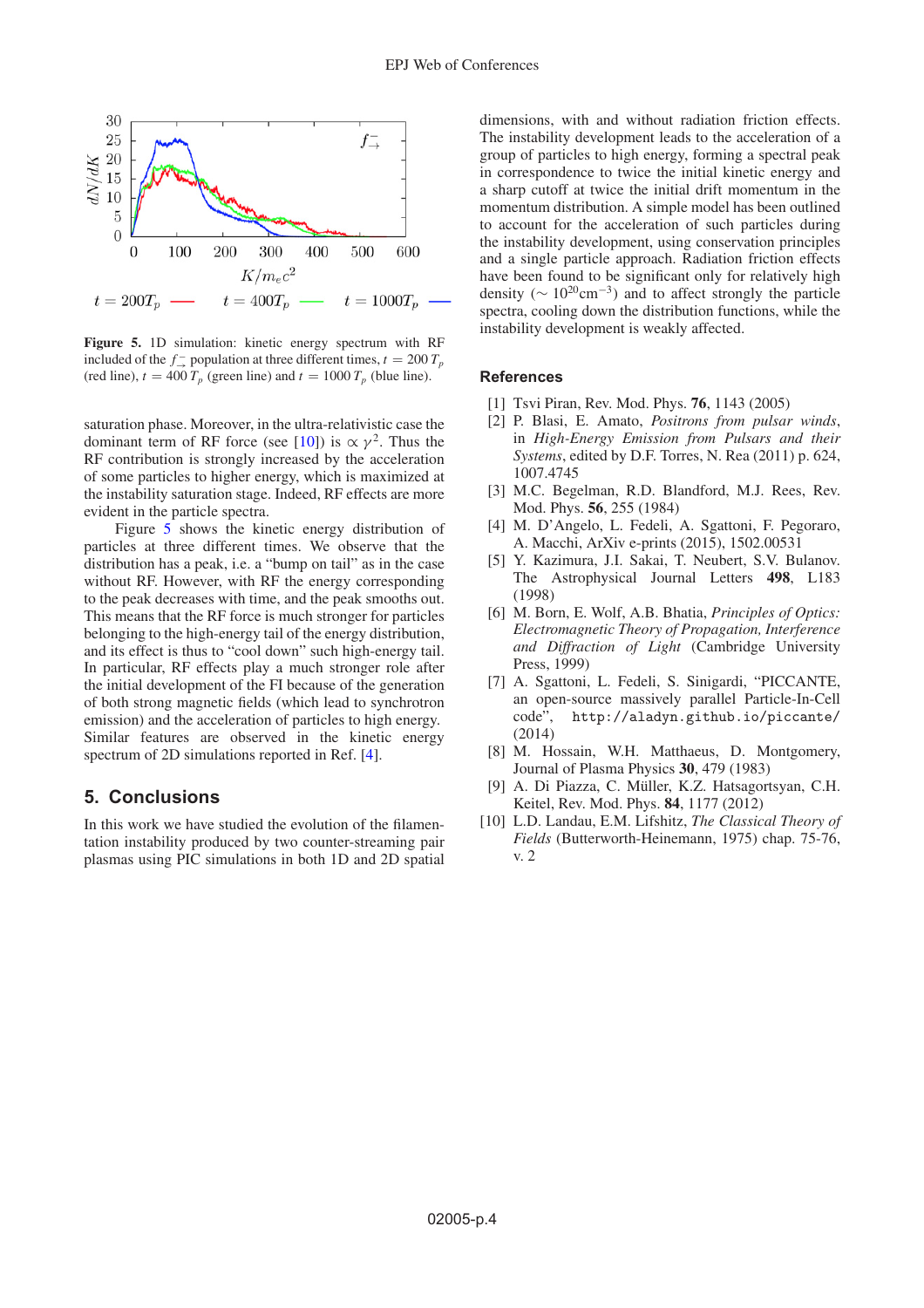30
25
20
15
10
5
0

$dN/dK$

$f^-_{\rightarrow}$

0 100 200 300 400 500 600

$K/m_ec^2$

$t = 200T_p$ $t = 400T_p$ $t = 1000T_p$

**Figure 5.** 1D simulation: kinetic energy spectrum with RF included of the $f^-_{\rightarrow}$ population at three different times, $t = 200\,T_p$ (red line), $t = 400\,T_p$ (green line) and $t = 1000\,T_p$ (blue line).

saturation phase. Moreover, in the ultra-relativistic case the dominant term of RF force (see [10]) is $\propto \gamma^2$. Thus the RF contribution is strongly increased by the acceleration of some particles to higher energy, which is maximized at the instability saturation stage. Indeed, RF effects are more evident in the particle spectra.

Figure 5 shows the kinetic energy distribution of particles at three different times. We observe that the distribution has a peak, i.e. a "bump on tail" as in the case without RF. However, with RF the energy corresponding to the peak decreases with time, and the peak smooths out. This means that the RF force is much stronger for particles belonging to the high-energy tail of the energy distribution, and its effect is thus to "cool down" such high-energy tail. In particular, RF effects play a much stronger role after the initial development of the FI because of the generation of both strong magnetic fields (which lead to synchrotron emission) and the acceleration of particles to high energy. Similar features are observed in the kinetic energy spectrum of 2D simulations reported in Ref. [4].

## 5. Conclusions

In this work we have studied the evolution of the filamentation instability produced by two counter-streaming pair plasmas using PIC simulations in both 1D and 2D spatial dimensions, with and without radiation friction effects. The instability development leads to the acceleration of a group of particles to high energy, forming a spectral peak in correspondence to twice the initial kinetic energy and a sharp cutoff at twice the initial drift momentum in the momentum distribution. A simple model has been outlined to account for the acceleration of such particles during the instability development, using conservation principles and a single particle approach. Radiation friction effects have been found to be significant only for relatively high density ($\sim 10^{20}\text{cm}^{-3}$) and to affect strongly the particle spectra, cooling down the distribution functions, while the instability development is weakly affected.

## References

[1] Tsvi Piran, Rev. Mod. Phys. **76**, 1143 (2005)

[2] P. Blasi, E. Amato, *Positrons from pulsar winds*, in *High-Energy Emission from Pulsars and their Systems*, edited by D.F. Torres, N. Rea (2011) p. 624, 1007.4745

[3] M.C. Begelman, R.D. Blandford, M.J. Rees, Rev. Mod. Phys. **56**, 255 (1984)

[4] M. D'Angelo, L. Fedeli, A. Sgattoni, F. Pegoraro, A. Macchi, ArXiv e-prints (2015), 1502.00531

[5] Y. Kazimura, J.I. Sakai, T. Neubert, S.V. Bulanov. The Astrophysical Journal Letters **498**, L183 (1998)

[6] M. Born, E. Wolf, A.B. Bhatia, *Principles of Optics: Electromagnetic Theory of Propagation, Interference and Diffraction of Light* (Cambridge University Press, 1999)

[7] A. Sgattoni, L. Fedeli, S. Sinigardi, "PICCANTE, an open-source massively parallel Particle-In-Cell code", `http://aladyn.github.io/piccante/` (2014)

[8] M. Hossain, W.H. Matthaeus, D. Montgomery, Journal of Plasma Physics **30**, 479 (1983)

[9] A. Di Piazza, C. Müller, K.Z. Hatsagortsyan, C.H. Keitel, Rev. Mod. Phys. **84**, 1177 (2012)

[10] L.D. Landau, E.M. Lifshitz, *The Classical Theory of Fields* (Butterworth-Heinemann, 1975) chap. 75-76, v. 2